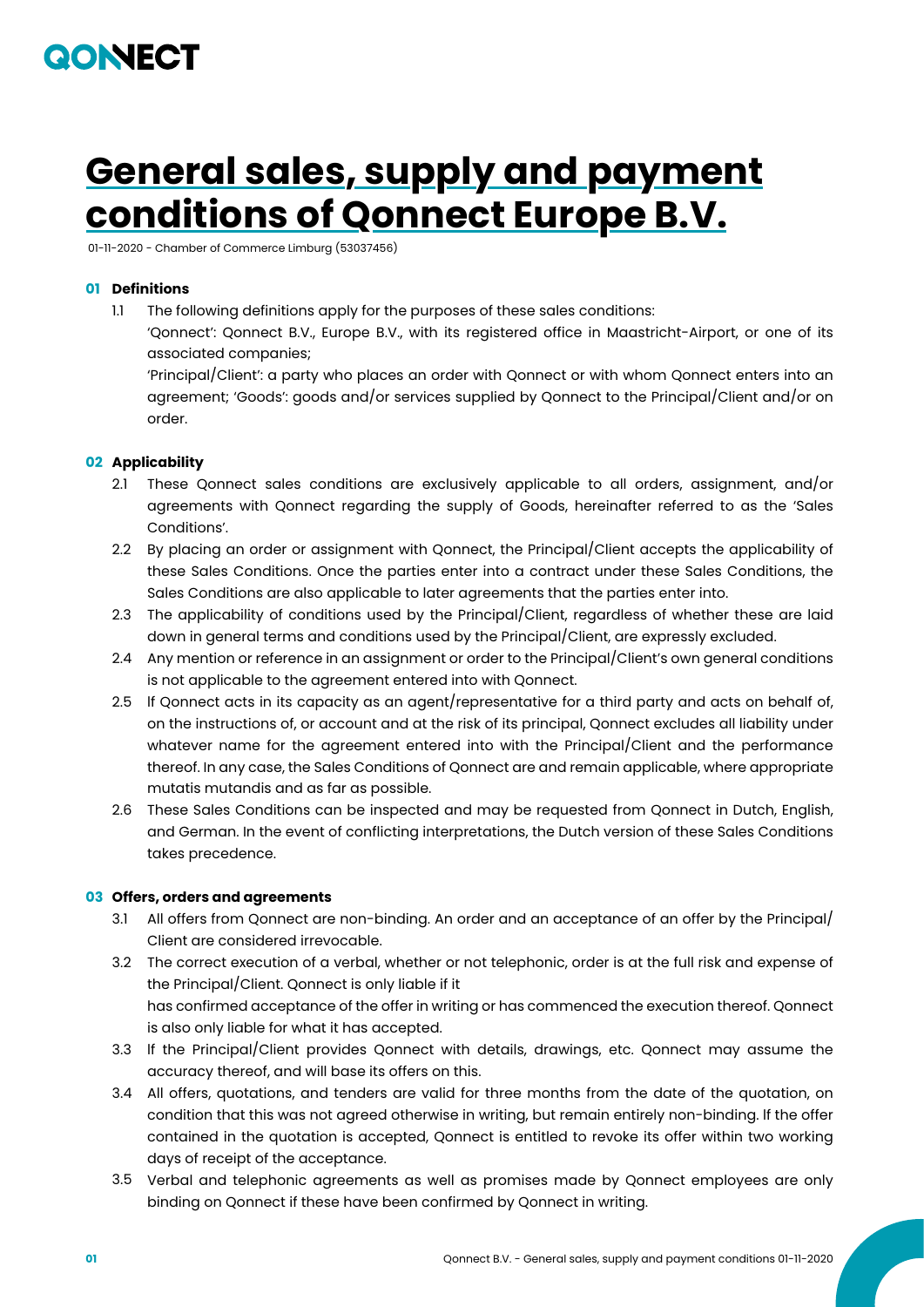QONNECT

# General sales, supply and payment conditions of Qonnect Europe B.V.

01-11-2020 - Chamber of Commerce Limburg (53037456)

## 01 Definitions

1.1 The following definitions apply for the purposes of these sales conditions:
'Qonnect': Qonnect B.V., Europe B.V., with its registered office in Maastricht-Airport, or one of its associated companies;
'Principal/Client': a party who places an order with Qonnect or with whom Qonnect enters into an agreement; 'Goods': goods and/or services supplied by Qonnect to the Principal/Client and/or on order.

## 02 Applicability

2.1 These Qonnect sales conditions are exclusively applicable to all orders, assignment, and/or agreements with Qonnect regarding the supply of Goods, hereinafter referred to as the 'Sales Conditions'.

2.2 By placing an order or assignment with Qonnect, the Principal/Client accepts the applicability of these Sales Conditions. Once the parties enter into a contract under these Sales Conditions, the Sales Conditions are also applicable to later agreements that the parties enter into.

2.3 The applicability of conditions used by the Principal/Client, regardless of whether these are laid down in general terms and conditions used by the Principal/Client, are expressly excluded.

2.4 Any mention or reference in an assignment or order to the Principal/Client's own general conditions is not applicable to the agreement entered into with Qonnect.

2.5 If Qonnect acts in its capacity as an agent/representative for a third party and acts on behalf of, on the instructions of, or account and at the risk of its principal, Qonnect excludes all liability under whatever name for the agreement entered into with the Principal/Client and the performance thereof. In any case, the Sales Conditions of Qonnect are and remain applicable, where appropriate mutatis mutandis and as far as possible.

2.6 These Sales Conditions can be inspected and may be requested from Qonnect in Dutch, English, and German. In the event of conflicting interpretations, the Dutch version of these Sales Conditions takes precedence.

## 03 Offers, orders and agreements

3.1 All offers from Qonnect are non-binding. An order and an acceptance of an offer by the Principal/Client are considered irrevocable.

3.2 The correct execution of a verbal, whether or not telephonic, order is at the full risk and expense of the Principal/Client. Qonnect is only liable if it has confirmed acceptance of the offer in writing or has commenced the execution thereof. Qonnect is also only liable for what it has accepted.

3.3 If the Principal/Client provides Qonnect with details, drawings, etc. Qonnect may assume the accuracy thereof, and will base its offers on this.

3.4 All offers, quotations, and tenders are valid for three months from the date of the quotation, on condition that this was not agreed otherwise in writing, but remain entirely non-binding. If the offer contained in the quotation is accepted, Qonnect is entitled to revoke its offer within two working days of receipt of the acceptance.

3.5 Verbal and telephonic agreements as well as promises made by Qonnect employees are only binding on Qonnect if these have been confirmed by Qonnect in writing.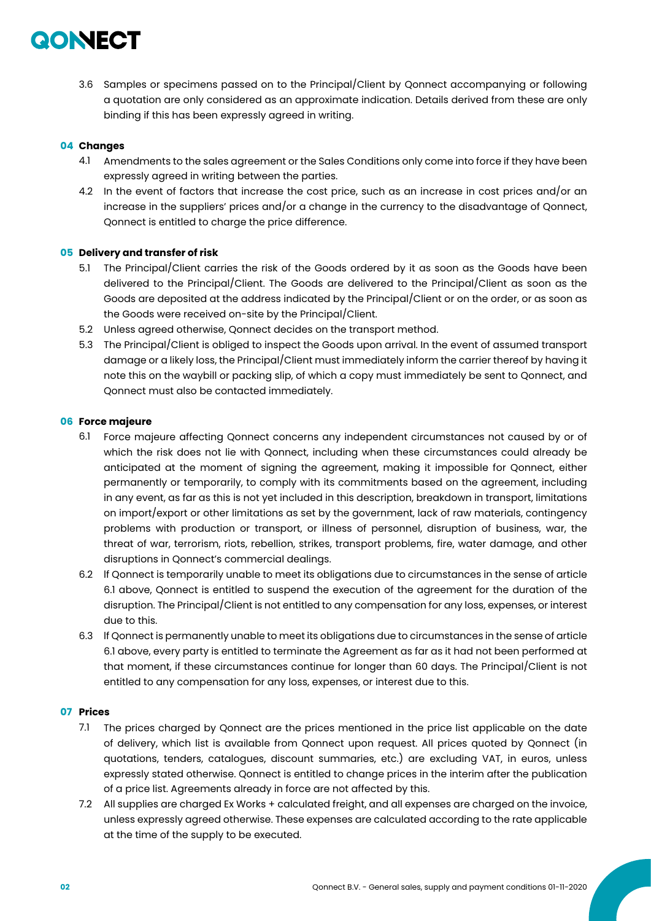3.6 Samples or specimens passed on to the Principal/Client by Qonnect accompanying or following a quotation are only considered as an approximate indication. Details derived from these are only binding if this has been expressly agreed in writing.

## 04 Changes

4.1 Amendments to the sales agreement or the Sales Conditions only come into force if they have been expressly agreed in writing between the parties.

4.2 In the event of factors that increase the cost price, such as an increase in cost prices and/or an increase in the suppliers' prices and/or a change in the currency to the disadvantage of Qonnect, Qonnect is entitled to charge the price difference.

## 05 Delivery and transfer of risk

5.1 The Principal/Client carries the risk of the Goods ordered by it as soon as the Goods have been delivered to the Principal/Client. The Goods are delivered to the Principal/Client as soon as the Goods are deposited at the address indicated by the Principal/Client or on the order, or as soon as the Goods were received on-site by the Principal/Client.

5.2 Unless agreed otherwise, Qonnect decides on the transport method.

5.3 The Principal/Client is obliged to inspect the Goods upon arrival. In the event of assumed transport damage or a likely loss, the Principal/Client must immediately inform the carrier thereof by having it note this on the waybill or packing slip, of which a copy must immediately be sent to Qonnect, and Qonnect must also be contacted immediately.

## 06 Force majeure

6.1 Force majeure affecting Qonnect concerns any independent circumstances not caused by or of which the risk does not lie with Qonnect, including when these circumstances could already be anticipated at the moment of signing the agreement, making it impossible for Qonnect, either permanently or temporarily, to comply with its commitments based on the agreement, including in any event, as far as this is not yet included in this description, breakdown in transport, limitations on import/export or other limitations as set by the government, lack of raw materials, contingency problems with production or transport, or illness of personnel, disruption of business, war, the threat of war, terrorism, riots, rebellion, strikes, transport problems, fire, water damage, and other disruptions in Qonnect's commercial dealings.

6.2 If Qonnect is temporarily unable to meet its obligations due to circumstances in the sense of article 6.1 above, Qonnect is entitled to suspend the execution of the agreement for the duration of the disruption. The Principal/Client is not entitled to any compensation for any loss, expenses, or interest due to this.

6.3 If Qonnect is permanently unable to meet its obligations due to circumstances in the sense of article 6.1 above, every party is entitled to terminate the Agreement as far as it had not been performed at that moment, if these circumstances continue for longer than 60 days. The Principal/Client is not entitled to any compensation for any loss, expenses, or interest due to this.

## 07 Prices

7.1 The prices charged by Qonnect are the prices mentioned in the price list applicable on the date of delivery, which list is available from Qonnect upon request. All prices quoted by Qonnect (in quotations, tenders, catalogues, discount summaries, etc.) are excluding VAT, in euros, unless expressly stated otherwise. Qonnect is entitled to change prices in the interim after the publication of a price list. Agreements already in force are not affected by this.

7.2 All supplies are charged Ex Works + calculated freight, and all expenses are charged on the invoice, unless expressly agreed otherwise. These expenses are calculated according to the rate applicable at the time of the supply to be executed.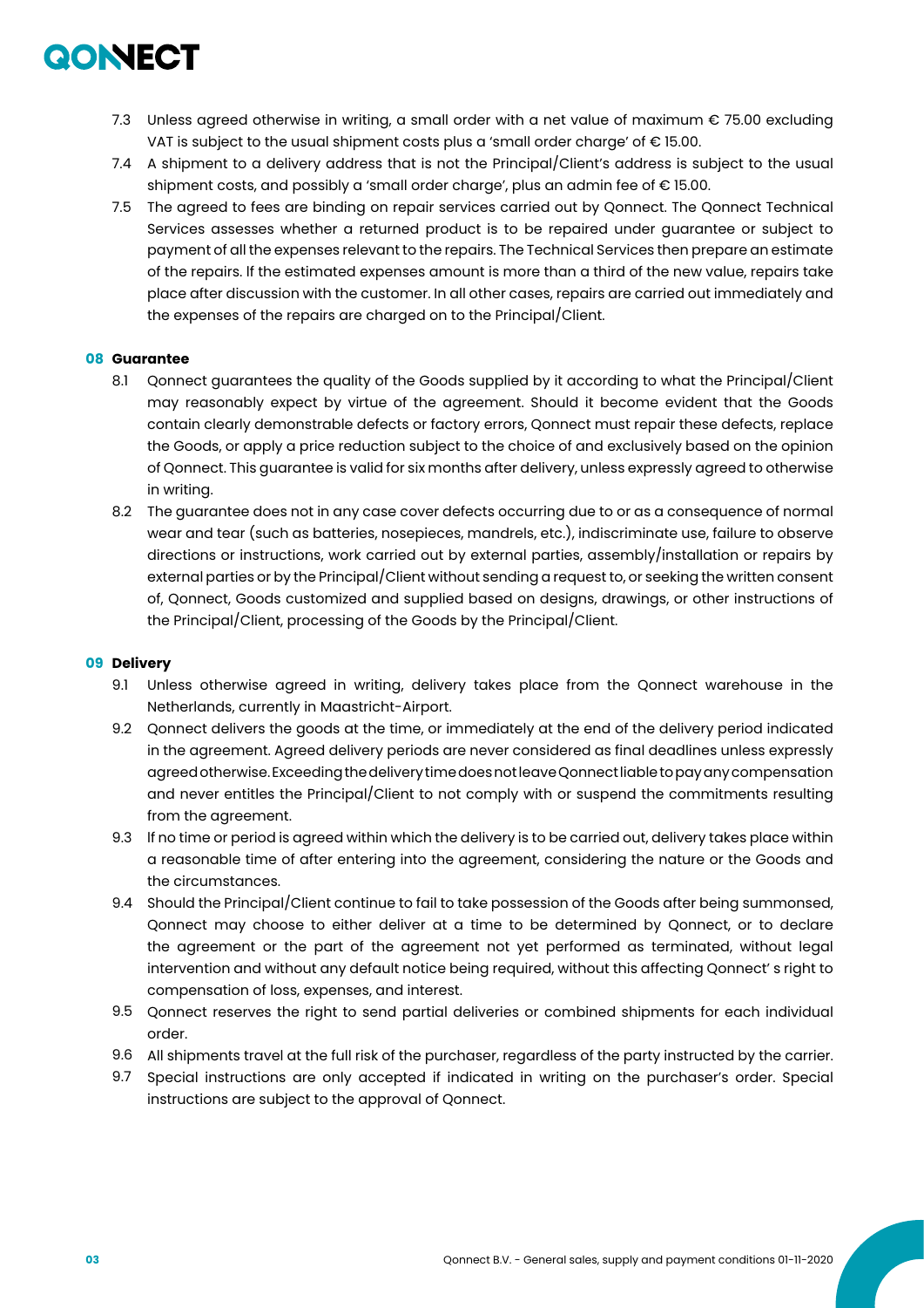7.3 Unless agreed otherwise in writing, a small order with a net value of maximum € 75.00 excluding VAT is subject to the usual shipment costs plus a 'small order charge' of € 15.00.

7.4 A shipment to a delivery address that is not the Principal/Client's address is subject to the usual shipment costs, and possibly a 'small order charge', plus an admin fee of € 15.00.

7.5 The agreed to fees are binding on repair services carried out by Qonnect. The Qonnect Technical Services assesses whether a returned product is to be repaired under guarantee or subject to payment of all the expenses relevant to the repairs. The Technical Services then prepare an estimate of the repairs. If the estimated expenses amount is more than a third of the new value, repairs take place after discussion with the customer. In all other cases, repairs are carried out immediately and the expenses of the repairs are charged on to the Principal/Client.

## 08 Guarantee

8.1 Qonnect guarantees the quality of the Goods supplied by it according to what the Principal/Client may reasonably expect by virtue of the agreement. Should it become evident that the Goods contain clearly demonstrable defects or factory errors, Qonnect must repair these defects, replace the Goods, or apply a price reduction subject to the choice of and exclusively based on the opinion of Qonnect. This guarantee is valid for six months after delivery, unless expressly agreed to otherwise in writing.

8.2 The guarantee does not in any case cover defects occurring due to or as a consequence of normal wear and tear (such as batteries, nosepieces, mandrels, etc.), indiscriminate use, failure to observe directions or instructions, work carried out by external parties, assembly/installation or repairs by external parties or by the Principal/Client without sending a request to, or seeking the written consent of, Qonnect, Goods customized and supplied based on designs, drawings, or other instructions of the Principal/Client, processing of the Goods by the Principal/Client.

## 09 Delivery

9.1 Unless otherwise agreed in writing, delivery takes place from the Qonnect warehouse in the Netherlands, currently in Maastricht-Airport.

9.2 Qonnect delivers the goods at the time, or immediately at the end of the delivery period indicated in the agreement. Agreed delivery periods are never considered as final deadlines unless expressly agreed otherwise. Exceeding the delivery time does not leave Qonnect liable to pay any compensation and never entitles the Principal/Client to not comply with or suspend the commitments resulting from the agreement.

9.3 If no time or period is agreed within which the delivery is to be carried out, delivery takes place within a reasonable time of after entering into the agreement, considering the nature or the Goods and the circumstances.

9.4 Should the Principal/Client continue to fail to take possession of the Goods after being summonsed, Qonnect may choose to either deliver at a time to be determined by Qonnect, or to declare the agreement or the part of the agreement not yet performed as terminated, without legal intervention and without any default notice being required, without this affecting Qonnect' s right to compensation of loss, expenses, and interest.

9.5 Qonnect reserves the right to send partial deliveries or combined shipments for each individual order.

9.6 All shipments travel at the full risk of the purchaser, regardless of the party instructed by the carrier.

9.7 Special instructions are only accepted if indicated in writing on the purchaser's order. Special instructions are subject to the approval of Qonnect.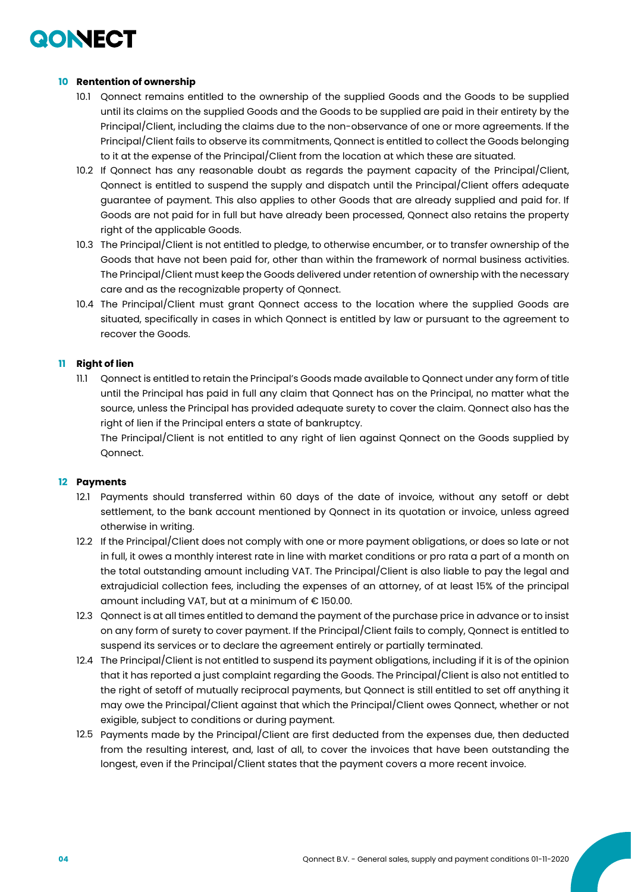## 10 Rentention of ownership

10.1 Qonnect remains entitled to the ownership of the supplied Goods and the Goods to be supplied until its claims on the supplied Goods and the Goods to be supplied are paid in their entirety by the Principal/Client, including the claims due to the non-observance of one or more agreements. If the Principal/Client fails to observe its commitments, Qonnect is entitled to collect the Goods belonging to it at the expense of the Principal/Client from the location at which these are situated.

10.2 If Qonnect has any reasonable doubt as regards the payment capacity of the Principal/Client, Qonnect is entitled to suspend the supply and dispatch until the Principal/Client offers adequate guarantee of payment. This also applies to other Goods that are already supplied and paid for. If Goods are not paid for in full but have already been processed, Qonnect also retains the property right of the applicable Goods.

10.3 The Principal/Client is not entitled to pledge, to otherwise encumber, or to transfer ownership of the Goods that have not been paid for, other than within the framework of normal business activities. The Principal/Client must keep the Goods delivered under retention of ownership with the necessary care and as the recognizable property of Qonnect.

10.4 The Principal/Client must grant Qonnect access to the location where the supplied Goods are situated, specifically in cases in which Qonnect is entitled by law or pursuant to the agreement to recover the Goods.

## 11 Right of lien

11.1 Qonnect is entitled to retain the Principal's Goods made available to Qonnect under any form of title until the Principal has paid in full any claim that Qonnect has on the Principal, no matter what the source, unless the Principal has provided adequate surety to cover the claim. Qonnect also has the right of lien if the Principal enters a state of bankruptcy.
The Principal/Client is not entitled to any right of lien against Qonnect on the Goods supplied by Qonnect.

## 12 Payments

12.1 Payments should transferred within 60 days of the date of invoice, without any setoff or debt settlement, to the bank account mentioned by Qonnect in its quotation or invoice, unless agreed otherwise in writing.

12.2 If the Principal/Client does not comply with one or more payment obligations, or does so late or not in full, it owes a monthly interest rate in line with market conditions or pro rata a part of a month on the total outstanding amount including VAT. The Principal/Client is also liable to pay the legal and extrajudicial collection fees, including the expenses of an attorney, of at least 15% of the principal amount including VAT, but at a minimum of € 150.00.

12.3 Qonnect is at all times entitled to demand the payment of the purchase price in advance or to insist on any form of surety to cover payment. If the Principal/Client fails to comply, Qonnect is entitled to suspend its services or to declare the agreement entirely or partially terminated.

12.4 The Principal/Client is not entitled to suspend its payment obligations, including if it is of the opinion that it has reported a just complaint regarding the Goods. The Principal/Client is also not entitled to the right of setoff of mutually reciprocal payments, but Qonnect is still entitled to set off anything it may owe the Principal/Client against that which the Principal/Client owes Qonnect, whether or not exigible, subject to conditions or during payment.

12.5 Payments made by the Principal/Client are first deducted from the expenses due, then deducted from the resulting interest, and, last of all, to cover the invoices that have been outstanding the longest, even if the Principal/Client states that the payment covers a more recent invoice.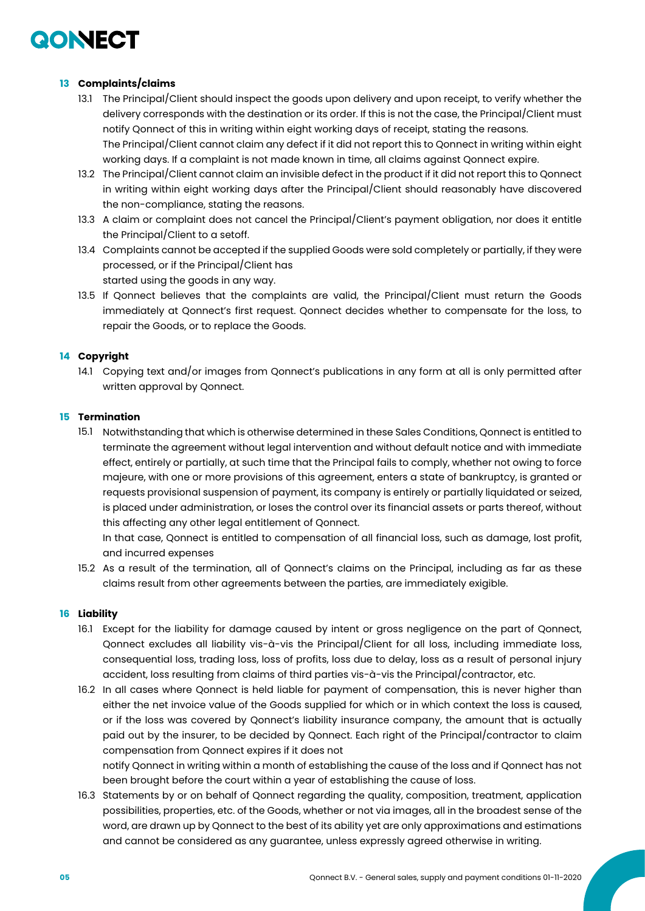## 13 Complaints/claims

13.1 The Principal/Client should inspect the goods upon delivery and upon receipt, to verify whether the delivery corresponds with the destination or its order. If this is not the case, the Principal/Client must notify Qonnect of this in writing within eight working days of receipt, stating the reasons.
The Principal/Client cannot claim any defect if it did not report this to Qonnect in writing within eight working days. If a complaint is not made known in time, all claims against Qonnect expire.

13.2 The Principal/Client cannot claim an invisible defect in the product if it did not report this to Qonnect in writing within eight working days after the Principal/Client should reasonably have discovered the non-compliance, stating the reasons.

13.3 A claim or complaint does not cancel the Principal/Client's payment obligation, nor does it entitle the Principal/Client to a setoff.

13.4 Complaints cannot be accepted if the supplied Goods were sold completely or partially, if they were processed, or if the Principal/Client has
started using the goods in any way.

13.5 If Qonnect believes that the complaints are valid, the Principal/Client must return the Goods immediately at Qonnect's first request. Qonnect decides whether to compensate for the loss, to repair the Goods, or to replace the Goods.

## 14 Copyright

14.1 Copying text and/or images from Qonnect's publications in any form at all is only permitted after written approval by Qonnect.

## 15 Termination

15.1 Notwithstanding that which is otherwise determined in these Sales Conditions, Qonnect is entitled to terminate the agreement without legal intervention and without default notice and with immediate effect, entirely or partially, at such time that the Principal fails to comply, whether not owing to force majeure, with one or more provisions of this agreement, enters a state of bankruptcy, is granted or requests provisional suspension of payment, its company is entirely or partially liquidated or seized, is placed under administration, or loses the control over its financial assets or parts thereof, without this affecting any other legal entitlement of Qonnect.
In that case, Qonnect is entitled to compensation of all financial loss, such as damage, lost profit, and incurred expenses

15.2 As a result of the termination, all of Qonnect's claims on the Principal, including as far as these claims result from other agreements between the parties, are immediately exigible.

## 16 Liability

16.1 Except for the liability for damage caused by intent or gross negligence on the part of Qonnect, Qonnect excludes all liability vis-à-vis the Principal/Client for all loss, including immediate loss, consequential loss, trading loss, loss of profits, loss due to delay, loss as a result of personal injury accident, loss resulting from claims of third parties vis-à-vis the Principal/contractor, etc.

16.2 In all cases where Qonnect is held liable for payment of compensation, this is never higher than either the net invoice value of the Goods supplied for which or in which context the loss is caused, or if the loss was covered by Qonnect's liability insurance company, the amount that is actually paid out by the insurer, to be decided by Qonnect. Each right of the Principal/contractor to claim compensation from Qonnect expires if it does not
notify Qonnect in writing within a month of establishing the cause of the loss and if Qonnect has not been brought before the court within a year of establishing the cause of loss.

16.3 Statements by or on behalf of Qonnect regarding the quality, composition, treatment, application possibilities, properties, etc. of the Goods, whether or not via images, all in the broadest sense of the word, are drawn up by Qonnect to the best of its ability yet are only approximations and estimations and cannot be considered as any guarantee, unless expressly agreed otherwise in writing.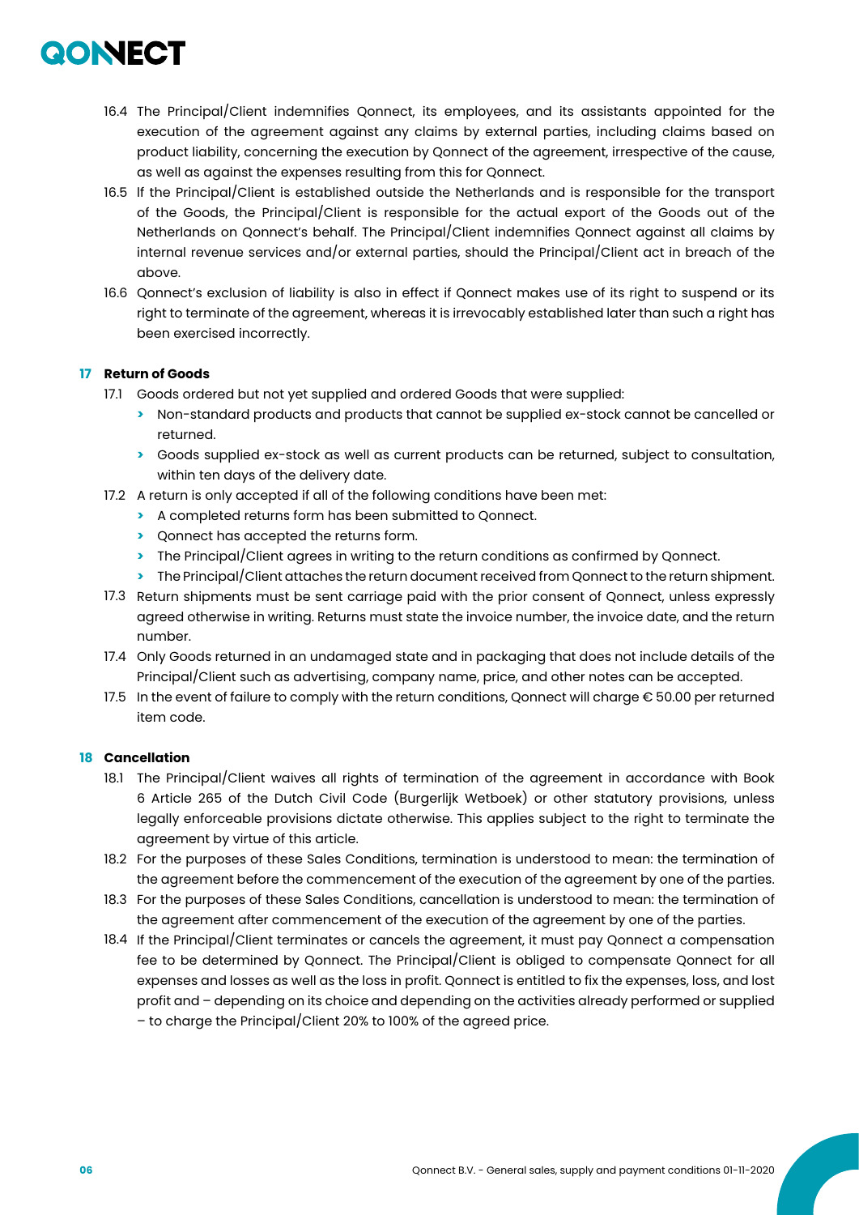16.4 The Principal/Client indemnifies Qonnect, its employees, and its assistants appointed for the execution of the agreement against any claims by external parties, including claims based on product liability, concerning the execution by Qonnect of the agreement, irrespective of the cause, as well as against the expenses resulting from this for Qonnect.

16.5 If the Principal/Client is established outside the Netherlands and is responsible for the transport of the Goods, the Principal/Client is responsible for the actual export of the Goods out of the Netherlands on Qonnect's behalf. The Principal/Client indemnifies Qonnect against all claims by internal revenue services and/or external parties, should the Principal/Client act in breach of the above.

16.6 Qonnect's exclusion of liability is also in effect if Qonnect makes use of its right to suspend or its right to terminate of the agreement, whereas it is irrevocably established later than such a right has been exercised incorrectly.

## 17 Return of Goods

17.1 Goods ordered but not yet supplied and ordered Goods that were supplied:
- Non-standard products and products that cannot be supplied ex-stock cannot be cancelled or returned.
- Goods supplied ex-stock as well as current products can be returned, subject to consultation, within ten days of the delivery date.

17.2 A return is only accepted if all of the following conditions have been met:
- A completed returns form has been submitted to Qonnect.
- Qonnect has accepted the returns form.
- The Principal/Client agrees in writing to the return conditions as confirmed by Qonnect.
- The Principal/Client attaches the return document received from Qonnect to the return shipment.

17.3 Return shipments must be sent carriage paid with the prior consent of Qonnect, unless expressly agreed otherwise in writing. Returns must state the invoice number, the invoice date, and the return number.

17.4 Only Goods returned in an undamaged state and in packaging that does not include details of the Principal/Client such as advertising, company name, price, and other notes can be accepted.

17.5 In the event of failure to comply with the return conditions, Qonnect will charge € 50.00 per returned item code.

## 18 Cancellation

18.1 The Principal/Client waives all rights of termination of the agreement in accordance with Book 6 Article 265 of the Dutch Civil Code (Burgerlijk Wetboek) or other statutory provisions, unless legally enforceable provisions dictate otherwise. This applies subject to the right to terminate the agreement by virtue of this article.

18.2 For the purposes of these Sales Conditions, termination is understood to mean: the termination of the agreement before the commencement of the execution of the agreement by one of the parties.

18.3 For the purposes of these Sales Conditions, cancellation is understood to mean: the termination of the agreement after commencement of the execution of the agreement by one of the parties.

18.4 If the Principal/Client terminates or cancels the agreement, it must pay Qonnect a compensation fee to be determined by Qonnect. The Principal/Client is obliged to compensate Qonnect for all expenses and losses as well as the loss in profit. Qonnect is entitled to fix the expenses, loss, and lost profit and – depending on its choice and depending on the activities already performed or supplied – to charge the Principal/Client 20% to 100% of the agreed price.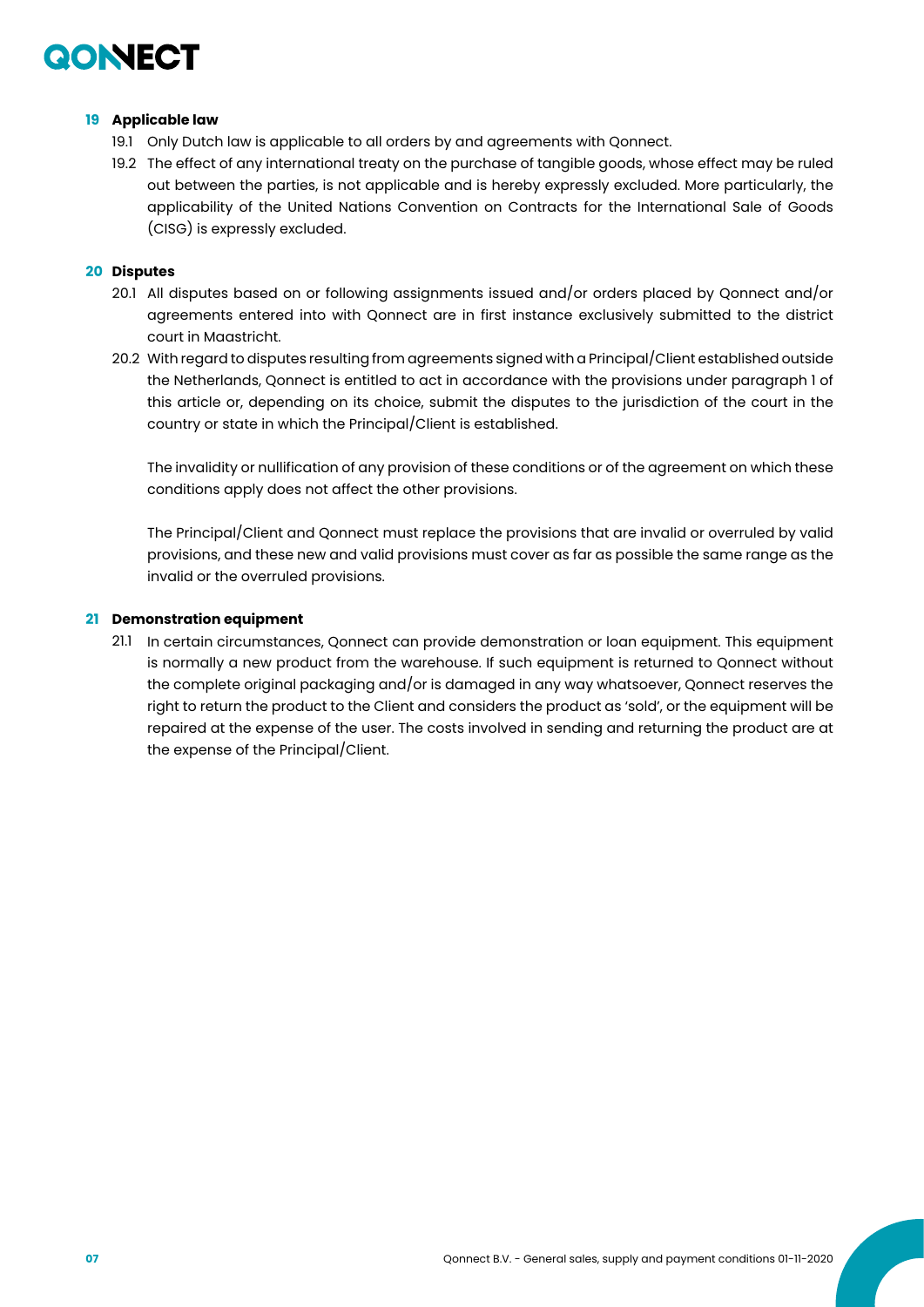## 19 Applicable law

19.1 Only Dutch law is applicable to all orders by and agreements with Qonnect.

19.2 The effect of any international treaty on the purchase of tangible goods, whose effect may be ruled out between the parties, is not applicable and is hereby expressly excluded. More particularly, the applicability of the United Nations Convention on Contracts for the International Sale of Goods (CISG) is expressly excluded.

## 20 Disputes

20.1 All disputes based on or following assignments issued and/or orders placed by Qonnect and/or agreements entered into with Qonnect are in first instance exclusively submitted to the district court in Maastricht.

20.2 With regard to disputes resulting from agreements signed with a Principal/Client established outside the Netherlands, Qonnect is entitled to act in accordance with the provisions under paragraph 1 of this article or, depending on its choice, submit the disputes to the jurisdiction of the court in the country or state in which the Principal/Client is established.

The invalidity or nullification of any provision of these conditions or of the agreement on which these conditions apply does not affect the other provisions.

The Principal/Client and Qonnect must replace the provisions that are invalid or overruled by valid provisions, and these new and valid provisions must cover as far as possible the same range as the invalid or the overruled provisions.

## 21 Demonstration equipment

21.1 In certain circumstances, Qonnect can provide demonstration or loan equipment. This equipment is normally a new product from the warehouse. If such equipment is returned to Qonnect without the complete original packaging and/or is damaged in any way whatsoever, Qonnect reserves the right to return the product to the Client and considers the product as 'sold', or the equipment will be repaired at the expense of the user. The costs involved in sending and returning the product are at the expense of the Principal/Client.